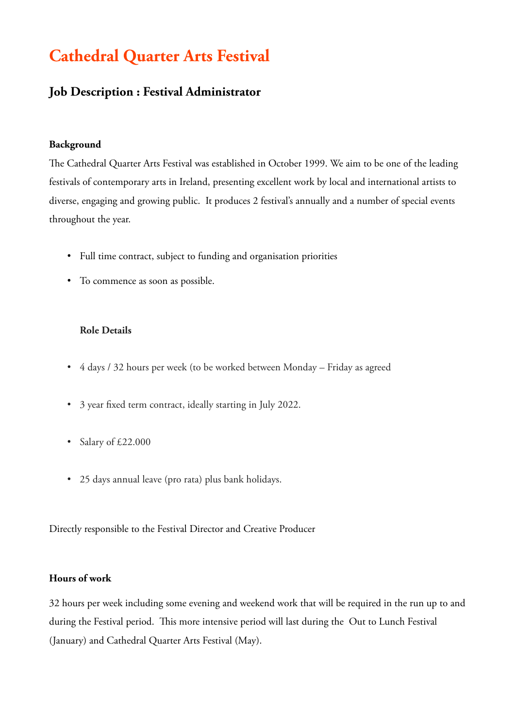# Cathedral Quarter Arts Festival

## Job Description : Festival Administrator

### Background

The Cathedral Quarter Arts Festival was established in October 1999. We aim to be one of the leading festivals of contemporary arts in Ireland, presenting excellent work by local and international artists to diverse, engaging and growing public. It produces 2 festival's annually and a number of special events throughout the year.

- Full time contract, subject to funding and organisation priorities
- To commence as soon as possible.

**Role Details**

- 4 days / 32 hours per week (to be worked between Monday – Friday as agreed
- 3 year fixed term contract, ideally starting in July 2022.
- Salary of £22.000
- 25 days annual leave (pro rata) plus bank holidays.

Directly responsible to the Festival Director and Creative Producer

### Hours of work

32 hours per week including some evening and weekend work that will be required in the run up to and during the Festival period. This more intensive period will last during the Out to Lunch Festival (January) and Cathedral Quarter Arts Festival (May).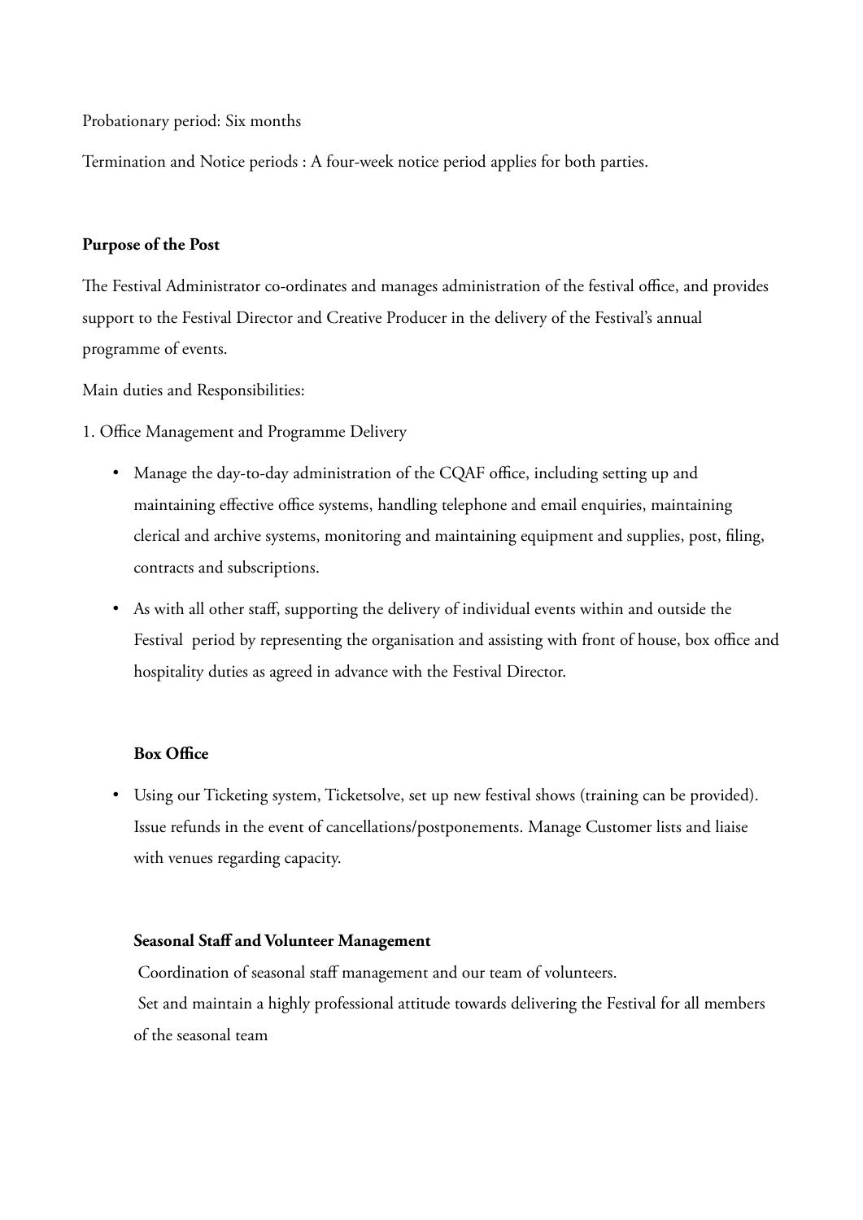Probationary period: Six months

Termination and Notice periods : A four-week notice period applies for both parties.

**Purpose of the Post**

The Festival Administrator co-ordinates and manages administration of the festival office, and provides support to the Festival Director and Creative Producer in the delivery of the Festival's annual programme of events.

Main duties and Responsibilities:

1. Office Management and Programme Delivery

- Manage the day-to-day administration of the CQAF office, including setting up and maintaining effective office systems, handling telephone and email enquiries, maintaining clerical and archive systems, monitoring and maintaining equipment and supplies, post, filing, contracts and subscriptions.
- As with all other staff, supporting the delivery of individual events within and outside the Festival period by representing the organisation and assisting with front of house, box office and hospitality duties as agreed in advance with the Festival Director.

**Box Office**

- Using our Ticketing system, Ticketsolve, set up new festival shows (training can be provided). Issue refunds in the event of cancellations/postponements. Manage Customer lists and liaise with venues regarding capacity.

**Seasonal Staff and Volunteer Management**

Coordination of seasonal staff management and our team of volunteers.

Set and maintain a highly professional attitude towards delivering the Festival for all members of the seasonal team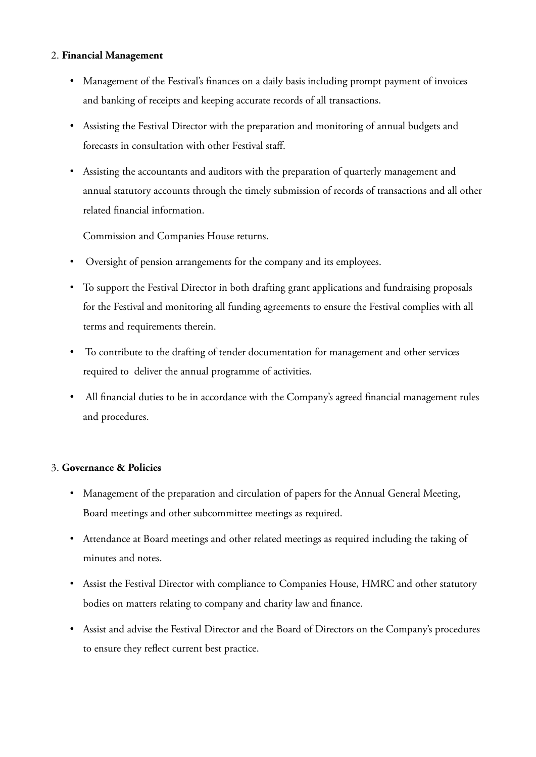2. **Financial Management**

- Management of the Festival's finances on a daily basis including prompt payment of invoices and banking of receipts and keeping accurate records of all transactions.
- Assisting the Festival Director with the preparation and monitoring of annual budgets and forecasts in consultation with other Festival staff.
- Assisting the accountants and auditors with the preparation of quarterly management and annual statutory accounts through the timely submission of records of transactions and all other related financial information.

  Commission and Companies House returns.

- Oversight of pension arrangements for the company and its employees.
- To support the Festival Director in both drafting grant applications and fundraising proposals for the Festival and monitoring all funding agreements to ensure the Festival complies with all terms and requirements therein.
- To contribute to the drafting of tender documentation for management and other services required to deliver the annual programme of activities.
- All financial duties to be in accordance with the Company's agreed financial management rules and procedures.

3. **Governance & Policies**

- Management of the preparation and circulation of papers for the Annual General Meeting, Board meetings and other subcommittee meetings as required.
- Attendance at Board meetings and other related meetings as required including the taking of minutes and notes.
- Assist the Festival Director with compliance to Companies House, HMRC and other statutory bodies on matters relating to company and charity law and finance.
- Assist and advise the Festival Director and the Board of Directors on the Company's procedures to ensure they reflect current best practice.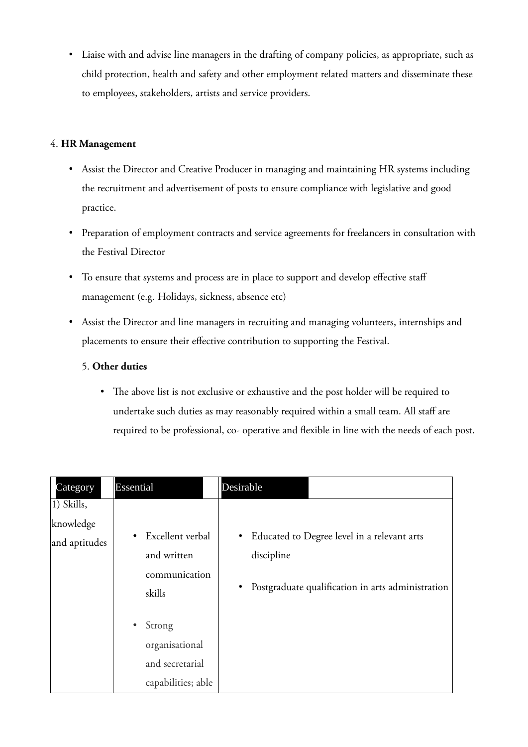- Liaise with and advise line managers in the drafting of company policies, as appropriate, such as child protection, health and safety and other employment related matters and disseminate these to employees, stakeholders, artists and service providers.

4. **HR Management**

- Assist the Director and Creative Producer in managing and maintaining HR systems including the recruitment and advertisement of posts to ensure compliance with legislative and good practice.
- Preparation of employment contracts and service agreements for freelancers in consultation with the Festival Director
- To ensure that systems and process are in place to support and develop effective staff management (e.g. Holidays, sickness, absence etc)
- Assist the Director and line managers in recruiting and managing volunteers, internships and placements to ensure their effective contribution to supporting the Festival.

5. **Other duties**

- The above list is not exclusive or exhaustive and the post holder will be required to undertake such duties as may reasonably required within a small team. All staff are required to be professional, co- operative and flexible in line with the needs of each post.

| Category | Essential | Desirable |
| --- | --- | --- |
| 1) Skills, knowledge and aptitudes | • Excellent verbal and written communication skills<br>• Strong organisational and secretarial capabilities; able | • Educated to Degree level in a relevant arts discipline<br>• Postgraduate qualification in arts administration |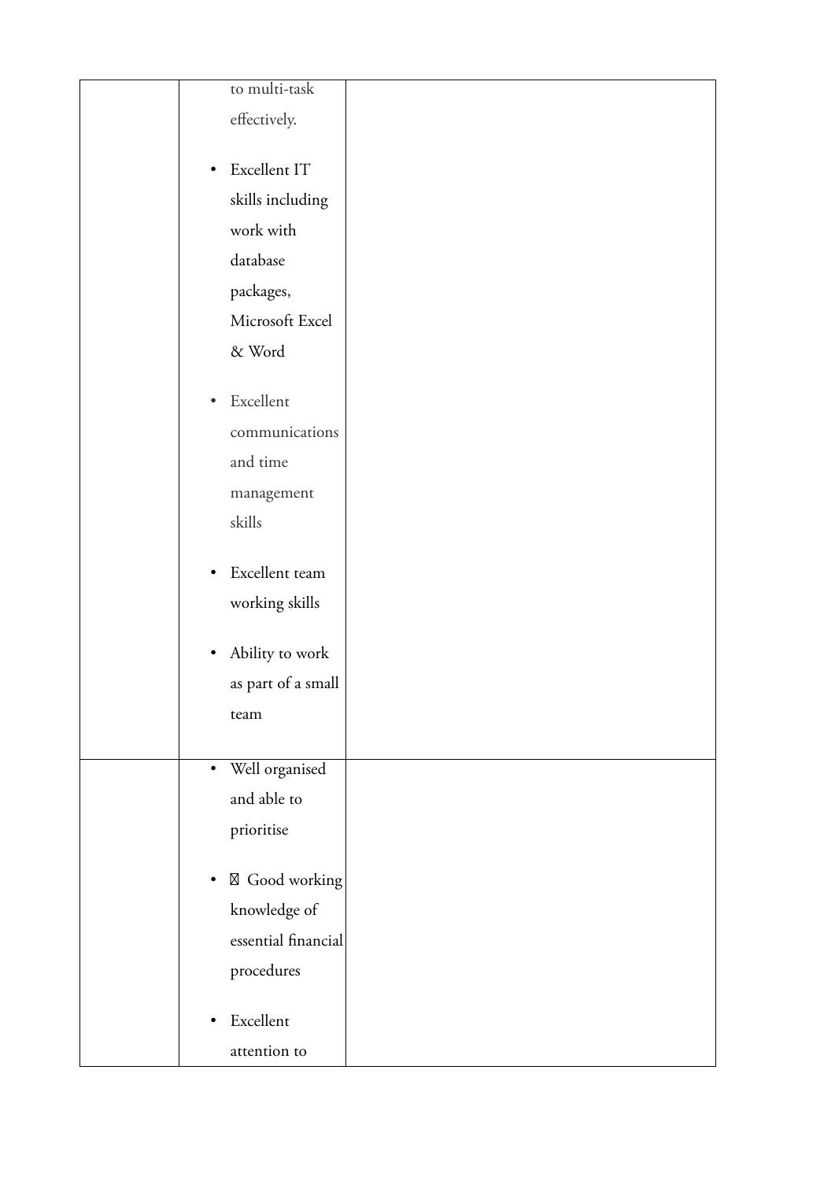|  |  |  |
| --- | --- | --- |
|  | to multi-task effectively.<br><br>• Excellent IT skills including work with database packages, Microsoft Excel & Word<br><br>• Excellent communications and time management skills<br><br>• Excellent team working skills<br><br>• Ability to work as part of a small team |  |
|  | • Well organised and able to prioritise<br><br>• Good working knowledge of essential financial procedures<br><br>• Excellent attention to |  |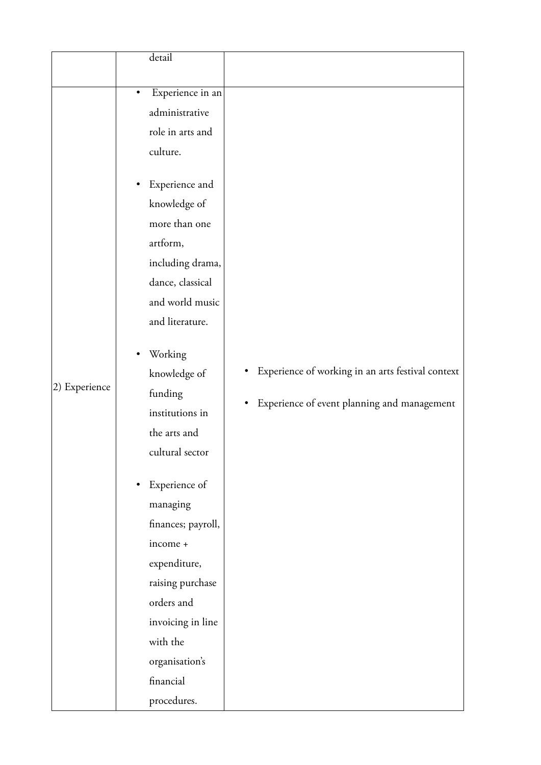| | | |
|---|---|---|
| | detail | |
| 2) Experience | • Experience in an administrative role in arts and culture.<br><br>• Experience and knowledge of more than one artform, including drama, dance, classical and world music and literature.<br><br>• Working knowledge of funding institutions in the arts and cultural sector<br><br>• Experience of managing finances; payroll, income + expenditure, raising purchase orders and invoicing in line with the organisation's financial procedures. | • Experience of working in an arts festival context<br><br>• Experience of event planning and management |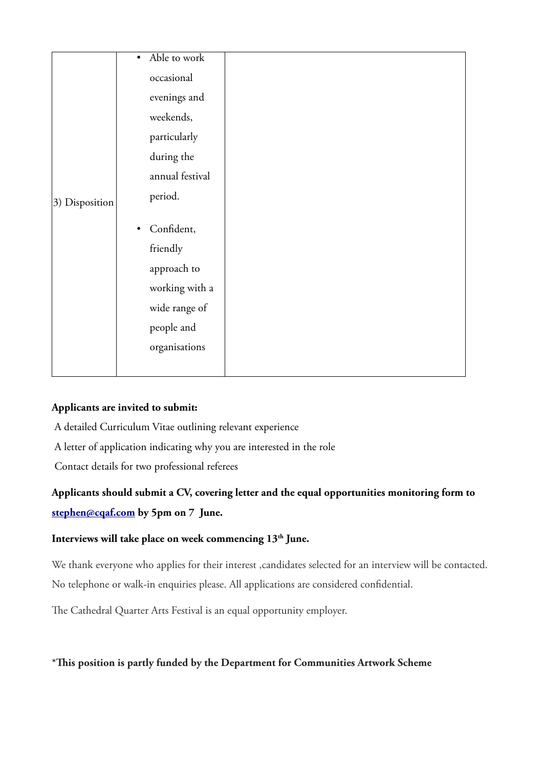| | | |
|---|---|---|
| 3) Disposition | • Able to work occasional evenings and weekends, particularly during the annual festival period.<br>• Confident, friendly approach to working with a wide range of people and organisations | |

**Applicants are invited to submit:**

A detailed Curriculum Vitae outlining relevant experience

A letter of application indicating why you are interested in the role

Contact details for two professional referees

**Applicants should submit a CV, covering letter and the equal opportunities monitoring form to [stephen@cqaf.com](mailto:stephen@cqaf.com) by 5pm on 7 June.**

**Interviews will take place on week commencing 13th June.**

We thank everyone who applies for their interest ,candidates selected for an interview will be contacted. No telephone or walk-in enquiries please. All applications are considered confidential.

The Cathedral Quarter Arts Festival is an equal opportunity employer.

**\*This position is partly funded by the Department for Communities Artwork Scheme**